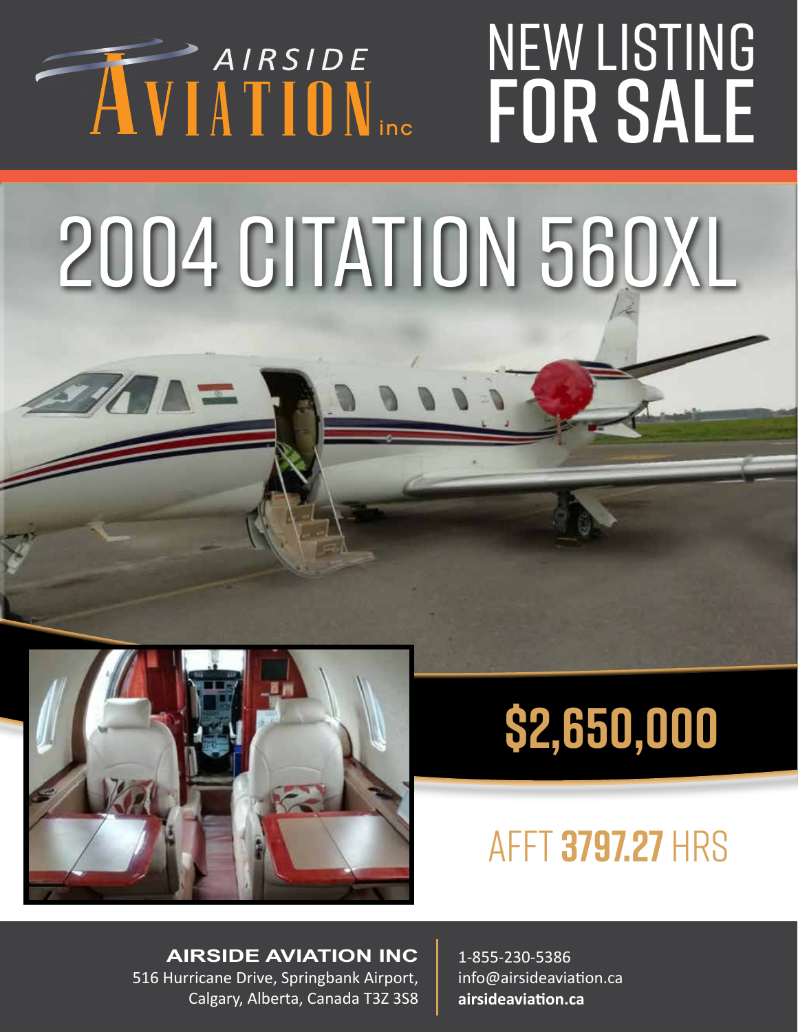AIRSIDE AVIATION inc

# NEW LISTING FOR SALE

# 2004 CITATION 560XL

## $2,650,000

AFFT **3797.27** HRS

**AIRSIDE AVIATION INC**
516 Hurricane Drive, Springbank Airport,
Calgary, Alberta, Canada T3Z 3S8

1-855-230-5386
info@airsideaviation.ca
**airsideaviation.ca**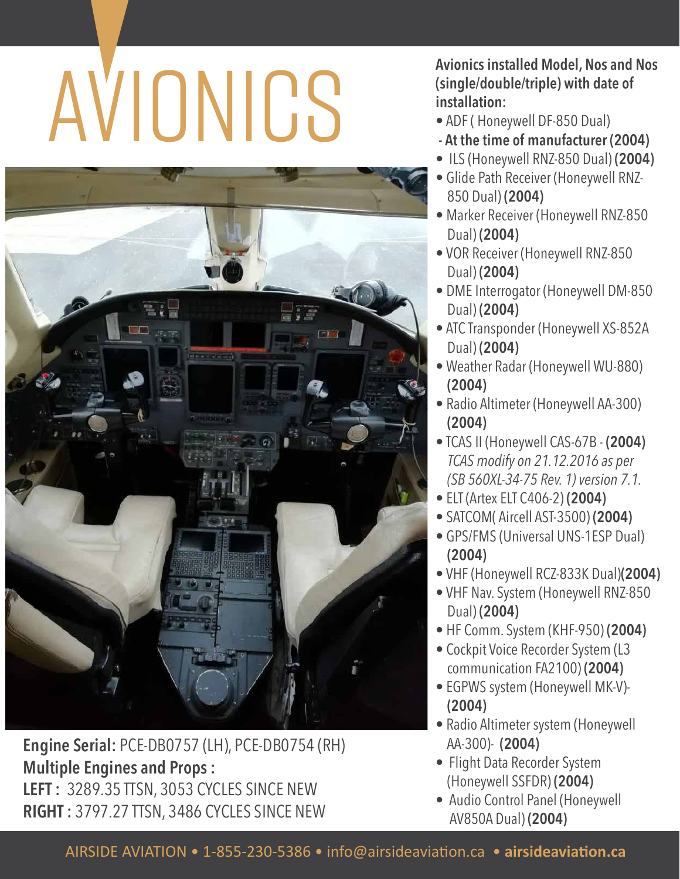# AVIONICS

**Engine Serial:** PCE-DB0757 (LH), PCE-DB0754 (RH)

**Multiple Engines and Props :**

**LEFT :** 3289.35 TTSN, 3053 CYCLES SINCE NEW

**RIGHT :** 3797.27 TTSN, 3486 CYCLES SINCE NEW

**Avionics installed Model, Nos and Nos (single/double/triple) with date of installation:**

- ADF ( Honeywell DF-850 Dual)
  - **At the time of manufacturer (2004)**
- ILS (Honeywell RNZ-850 Dual) **(2004)**
- Glide Path Receiver (Honeywell RNZ-850 Dual) **(2004)**
- Marker Receiver (Honeywell RNZ-850 Dual) **(2004)**
- VOR Receiver (Honeywell RNZ-850 Dual) **(2004)**
- DME Interrogator (Honeywell DM-850 Dual) **(2004)**
- ATC Transponder (Honeywell XS-852A Dual) **(2004)**
- Weather Radar (Honeywell WU-880) **(2004)**
- Radio Altimeter (Honeywell AA-300) **(2004)**
- TCAS II (Honeywell CAS-67B - **(2004)** *TCAS modify on 21.12.2016 as per (SB 560XL-34-75 Rev. 1) version 7.1.*
- ELT (Artex ELT C406-2) **(2004)**
- SATCOM( Aircell AST-3500) **(2004)**
- GPS/FMS (Universal UNS-1ESP Dual) **(2004)**
- VHF (Honeywell RCZ-833K Dual)**(2004)**
- VHF Nav. System (Honeywell RNZ-850 Dual) **(2004)**
- HF Comm. System (KHF-950) **(2004)**
- Cockpit Voice Recorder System (L3 communication FA2100) **(2004)**
- EGPWS system (Honeywell MK-V)- **(2004)**
- Radio Altimeter system (Honeywell AA-300)- **(2004)**
- Flight Data Recorder System (Honeywell SSFDR) **(2004)**
- Audio Control Panel (Honeywell AV850A Dual) **(2004)**

AIRSIDE AVIATION • 1-855-230-5386 • info@airsideaviation.ca • **airsideaviation.ca**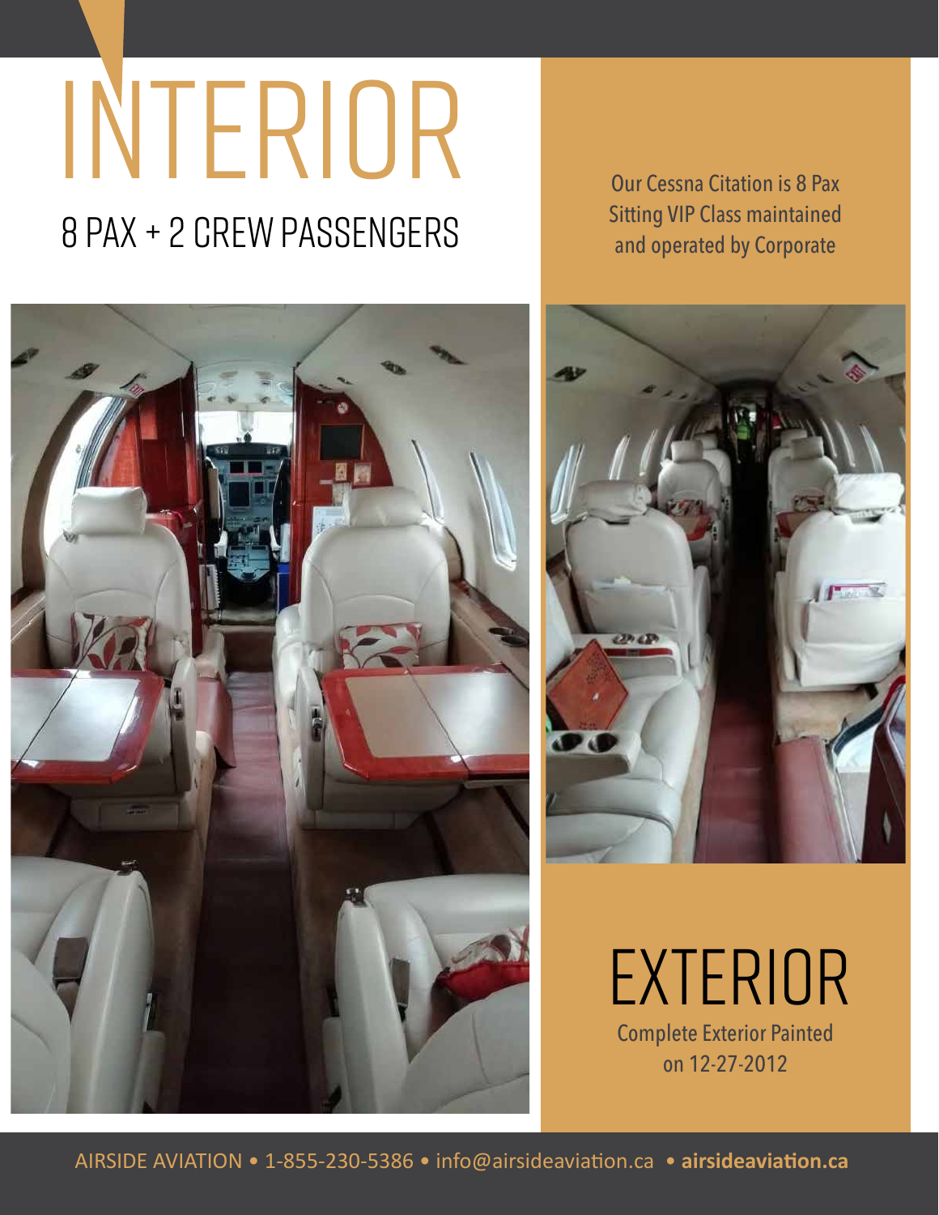# INTERIOR

## 8 PAX + 2 CREW PASSENGERS

Our Cessna Citation is 8 Pax Sitting VIP Class maintained and operated by Corporate

# EXTERIOR

Complete Exterior Painted on 12-27-2012

AIRSIDE AVIATION • 1-855-230-5386 • info@airsideaviation.ca • **airsideaviation.ca**